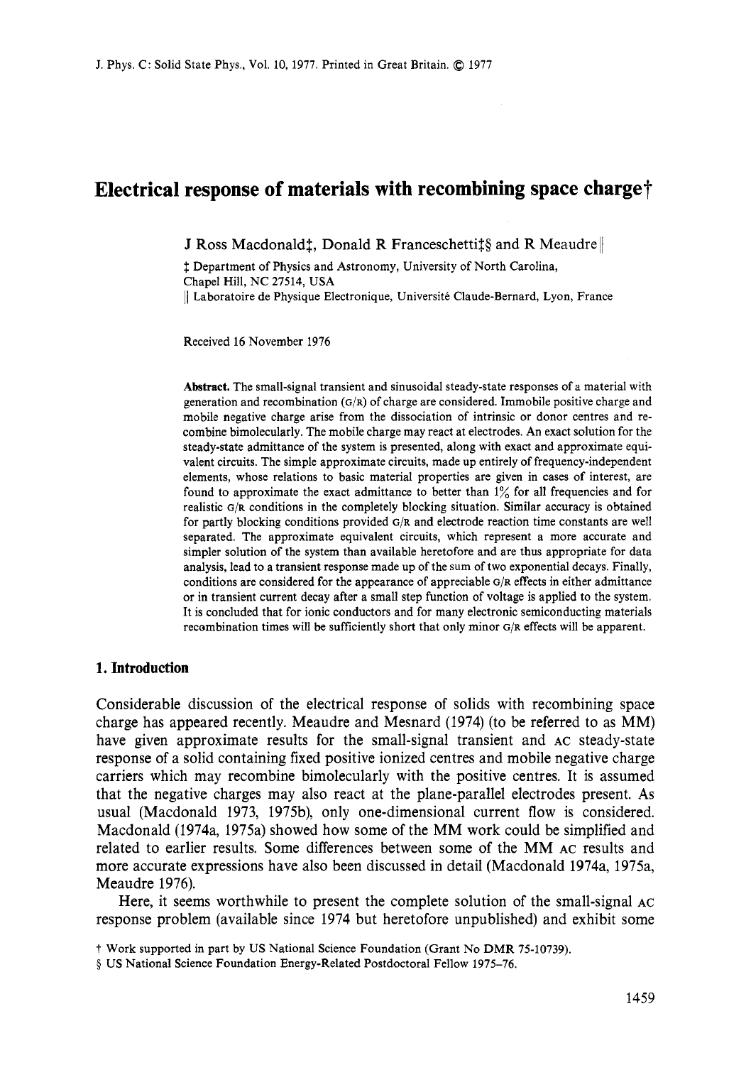# Electrical response of materials with recombining space charge†

J Ross Macdonald‡, Donald R Franceschetti‡§ and R Meaudre||

‡ Department of Physics and Astronomy, University of North Carolina, Chapel Hill, NC 27514, USA

|| Laboratoire de Physique Electronique, Université Claude-Bernard, Lyon, France

Received 16 November 1976

**Abstract.** The small-signal transient and sinusoidal steady-state responses of a material with generation and recombination (G/R) of charge are considered. Immobile positive charge and mobile negative charge arise from the dissociation of intrinsic or donor centres and recombine bimolecularly. The mobile charge may react at electrodes. An exact solution for the steady-state admittance of the system is presented, along with exact and approximate equivalent circuits. The simple approximate circuits, made up entirely of frequency-independent elements, whose relations to basic material properties are given in cases of interest, are found to approximate the exact admittance to better than 1% for all frequencies and for realistic G/R conditions in the completely blocking situation. Similar accuracy is obtained for partly blocking conditions provided G/R and electrode reaction time constants are well separated. The approximate equivalent circuits, which represent a more accurate and simpler solution of the system than available heretofore and are thus appropriate for data analysis, lead to a transient response made up of the sum of two exponential decays. Finally, conditions are considered for the appearance of appreciable G/R effects in either admittance or in transient current decay after a small step function of voltage is applied to the system. It is concluded that for ionic conductors and for many electronic semiconducting materials recombination times will be sufficiently short that only minor G/R effects will be apparent.

## 1. Introduction

Considerable discussion of the electrical response of solids with recombining space charge has appeared recently. Meaudre and Mesnard (1974) (to be referred to as MM) have given approximate results for the small-signal transient and AC steady-state response of a solid containing fixed positive ionized centres and mobile negative charge carriers which may recombine bimolecularly with the positive centres. It is assumed that the negative charges may also react at the plane-parallel electrodes present. As usual (Macdonald 1973, 1975b), only one-dimensional current flow is considered. Macdonald (1974a, 1975a) showed how some of the MM work could be simplified and related to earlier results. Some differences between some of the MM AC results and more accurate expressions have also been discussed in detail (Macdonald 1974a, 1975a, Meaudre 1976).

Here, it seems worthwhile to present the complete solution of the small-signal AC response problem (available since 1974 but heretofore unpublished) and exhibit some

† Work supported in part by US National Science Foundation (Grant No DMR 75-10739).

§ US National Science Foundation Energy-Related Postdoctoral Fellow 1975–76.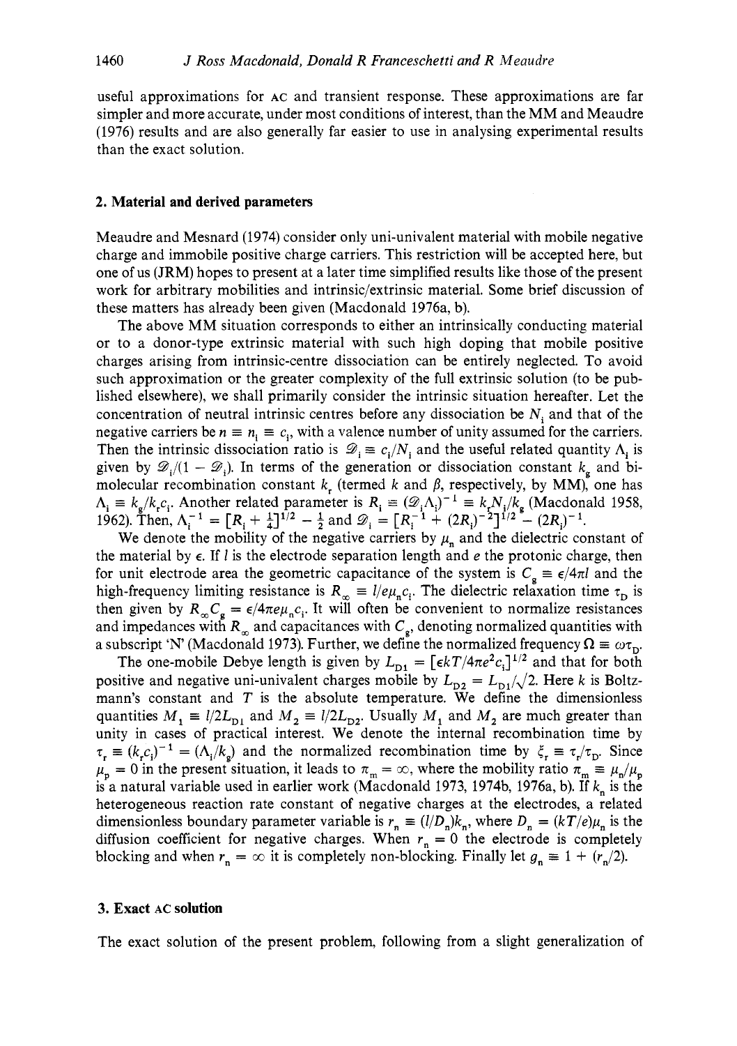useful approximations for AC and transient response. These approximations are far simpler and more accurate, under most conditions of interest, than the MM and Meaudre (1976) results and are also generally far easier to use in analysing experimental results than the exact solution.

## 2. Material and derived parameters

Meaudre and Mesnard (1974) consider only uni-univalent material with mobile negative charge and immobile positive charge carriers. This restriction will be accepted here, but one of us (JRM) hopes to present at a later time simplified results like those of the present work for arbitrary mobilities and intrinsic/extrinsic material. Some brief discussion of these matters has already been given (Macdonald 1976a, b).

The above MM situation corresponds to either an intrinsically conducting material or to a donor-type extrinsic material with such high doping that mobile positive charges arising from intrinsic-centre dissociation can be entirely neglected. To avoid such approximation or the greater complexity of the full extrinsic solution (to be published elsewhere), we shall primarily consider the intrinsic situation hereafter. Let the concentration of neutral intrinsic centres before any dissociation be $N_i$ and that of the negative carriers be $n \equiv n_i \equiv c_i$, with a valence number of unity assumed for the carriers. Then the intrinsic dissociation ratio is $\mathscr{D}_i \equiv c_i/N_i$ and the useful related quantity $\Lambda_i$ is given by $\mathscr{D}_i/(1 - \mathscr{D}_i)$. In terms of the generation or dissociation constant $k_g$ and bimolecular recombination constant $k_r$ (termed $k$ and $\beta$, respectively, by MM), one has $\Lambda_i \equiv k_g/k_r c_i$. Another related parameter is $R_i \equiv (\mathscr{D}_i \Lambda_i)^{-1} \equiv k_r N_i/k_g$ (Macdonald 1958, 1962). Then, $\Lambda_i^{-1} = [R_i + \frac{1}{4}]^{1/2} - \frac{1}{2}$ and $\mathscr{D}_i = [R_i^{-1} + (2R_i)^{-2}]^{1/2} - (2R_i)^{-1}$.

We denote the mobility of the negative carriers by $\mu_n$ and the dielectric constant of the material by $\epsilon$. If $l$ is the electrode separation length and $e$ the protonic charge, then for unit electrode area the geometric capacitance of the system is $C_g \equiv \epsilon/4\pi l$ and the high-frequency limiting resistance is $R_\infty \equiv l/e\mu_n c_i$. The dielectric relaxation time $\tau_D$ is then given by $R_\infty C_g = \epsilon/4\pi e\mu_n c_i$. It will often be convenient to normalize resistances and impedances with $R_\infty$ and capacitances with $C_g$, denoting normalized quantities with a subscript 'N' (Macdonald 1973). Further, we define the normalized frequency $\Omega \equiv \omega\tau_D$.

The one-mobile Debye length is given by $L_{D1} = [\epsilon kT/4\pi e^2 c_i]^{1/2}$ and that for both positive and negative uni-univalent charges mobile by $L_{D2} = L_{D1}/\sqrt{2}$. Here $k$ is Boltzmann's constant and $T$ is the absolute temperature. We define the dimensionless quantities $M_1 \equiv l/2L_{D1}$ and $M_2 \equiv l/2L_{D2}$. Usually $M_1$ and $M_2$ are much greater than unity in cases of practical interest. We denote the internal recombination time by $\tau_r \equiv (k_r c_i)^{-1} = (\Lambda_i/k_g)$ and the normalized recombination time by $\xi_r \equiv \tau_r/\tau_D$. Since $\mu_p = 0$ in the present situation, it leads to $\pi_m = \infty$, where the mobility ratio $\pi_m \equiv \mu_n/\mu_p$ is a natural variable used in earlier work (Macdonald 1973, 1974b, 1976a, b). If $k_n$ is the heterogeneous reaction rate constant of negative charges at the electrodes, a related dimensionless boundary parameter variable is $r_n \equiv (l/D_n)k_n$, where $D_n = (kT/e)\mu_n$ is the diffusion coefficient for negative charges. When $r_n = 0$ the electrode is completely blocking and when $r_n = \infty$ it is completely non-blocking. Finally let $g_n \equiv 1 + (r_n/2)$.

## 3. Exact AC solution

The exact solution of the present problem, following from a slight generalization of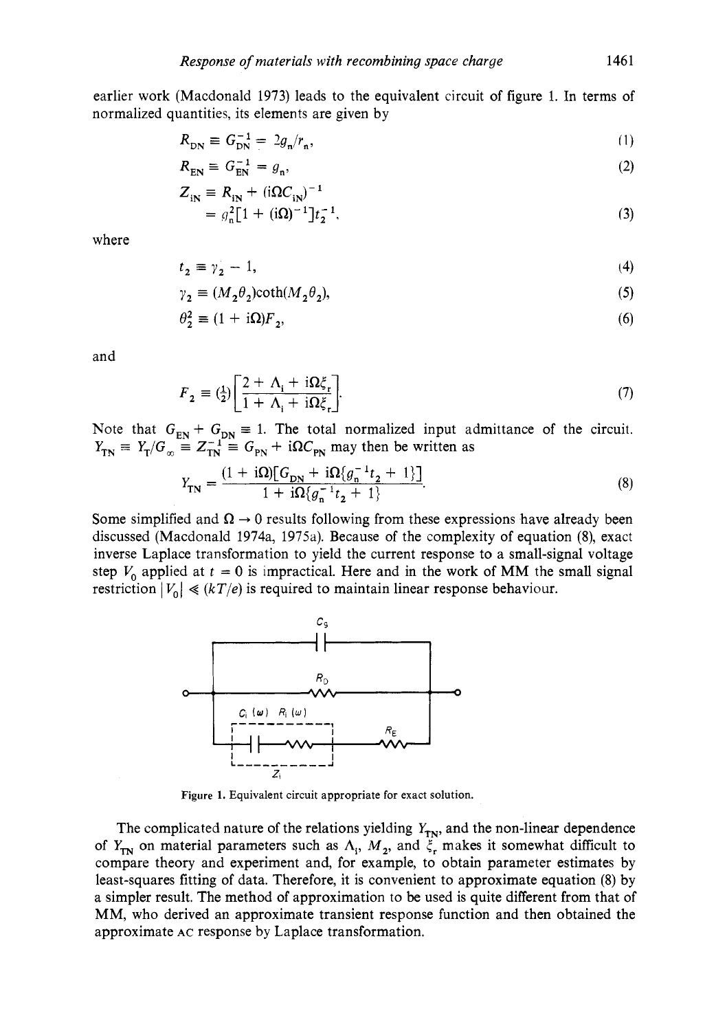earlier work (Macdonald 1973) leads to the equivalent circuit of figure 1. In terms of normalized quantities, its elements are given by

$$R_{\mathrm{DN}} \equiv G_{\mathrm{DN}}^{-1} = 2g_{\mathrm{n}}/r_{\mathrm{n}}, \tag{1}$$

$$R_{\mathrm{EN}} \equiv G_{\mathrm{EN}}^{-1} = g_{\mathrm{n}}, \tag{2}$$

$$\begin{aligned} Z_{\mathrm{iN}} &\equiv R_{\mathrm{iN}} + (\mathrm{i}\Omega C_{\mathrm{iN}})^{-1} \\ &= g_{\mathrm{n}}^{2}[1 + (\mathrm{i}\Omega)^{-1}]t_{2}^{-1}, \end{aligned} \tag{3}$$

where

$$t_2 \equiv \gamma_2 - 1, \tag{4}$$

$$\gamma_2 \equiv (M_2\theta_2)\coth(M_2\theta_2), \tag{5}$$

$$\theta_2^2 \equiv (1 + \mathrm{i}\Omega)F_2, \tag{6}$$

and

$$F_2 \equiv (\tfrac{1}{2})\left[\frac{2 + \Lambda_{\mathrm{i}} + \mathrm{i}\Omega\xi_{\mathrm{r}}}{1 + \Lambda_{\mathrm{i}} + \mathrm{i}\Omega\xi_{\mathrm{r}}}\right]. \tag{7}$$

Note that $G_{\mathrm{EN}} + G_{\mathrm{DN}} \equiv 1$. The total normalized input admittance of the circuit. $Y_{\mathrm{TN}} \equiv Y_{\mathrm{T}}/G_{\infty} \equiv Z_{\mathrm{TN}}^{-1} \equiv G_{\mathrm{PN}} + \mathrm{i}\Omega C_{\mathrm{PN}}$ may then be written as

$$Y_{\mathrm{TN}} = \frac{(1 + \mathrm{i}\Omega)[G_{\mathrm{DN}} + \mathrm{i}\Omega\{g_{\mathrm{n}}^{-1}t_2 + 1\}]}{1 + \mathrm{i}\Omega\{g_{\mathrm{n}}^{-1}t_2 + 1\}}. \tag{8}$$

Some simplified and $\Omega \to 0$ results following from these expressions have already been discussed (Macdonald 1974a, 1975a). Because of the complexity of equation (8), exact inverse Laplace transformation to yield the current response to a small-signal voltage step $V_0$ applied at $t = 0$ is impractical. Here and in the work of MM the small signal restriction $|V_0| \ll (kT/e)$ is required to maintain linear response behaviour.

Figure 1. Equivalent circuit appropriate for exact solution.

The complicated nature of the relations yielding $Y_{\mathrm{TN}}$, and the non-linear dependence of $Y_{\mathrm{TN}}$ on material parameters such as $\Lambda_{\mathrm{i}}$, $M_2$, and $\xi_{\mathrm{r}}$ makes it somewhat difficult to compare theory and experiment and, for example, to obtain parameter estimates by least-squares fitting of data. Therefore, it is convenient to approximate equation (8) by a simpler result. The method of approximation to be used is quite different from that of MM, who derived an approximate transient response function and then obtained the approximate AC response by Laplace transformation.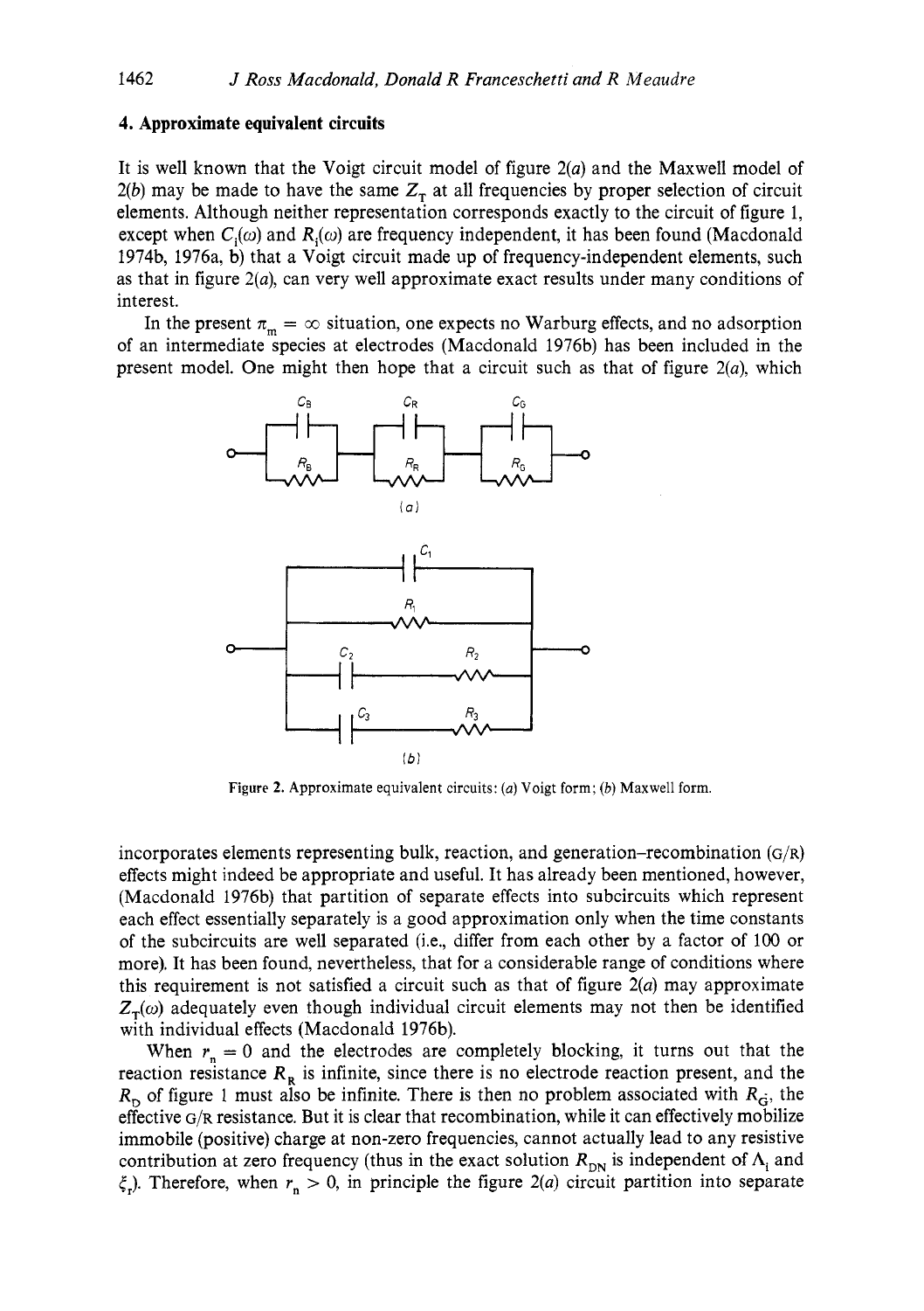## 4. Approximate equivalent circuits

It is well known that the Voigt circuit model of figure 2(*a*) and the Maxwell model of 2(*b*) may be made to have the same $Z_T$ at all frequencies by proper selection of circuit elements. Although neither representation corresponds exactly to the circuit of figure 1, except when $C_i(\omega)$ and $R_i(\omega)$ are frequency independent, it has been found (Macdonald 1974b, 1976a, b) that a Voigt circuit made up of frequency-independent elements, such as that in figure 2(*a*), can very well approximate exact results under many conditions of interest.

In the present $\pi_m = \infty$ situation, one expects no Warburg effects, and no adsorption of an intermediate species at electrodes (Macdonald 1976b) has been included in the present model. One might then hope that a circuit such as that of figure 2(*a*), which

Figure 2. Approximate equivalent circuits: (*a*) Voigt form; (*b*) Maxwell form.

incorporates elements representing bulk, reaction, and generation–recombination (G/R) effects might indeed be appropriate and useful. It has already been mentioned, however, (Macdonald 1976b) that partition of separate effects into subcircuits which represent each effect essentially separately is a good approximation only when the time constants of the subcircuits are well separated (i.e., differ from each other by a factor of 100 or more). It has been found, nevertheless, that for a considerable range of conditions where this requirement is not satisfied a circuit such as that of figure 2(*a*) may approximate $Z_T(\omega)$ adequately even though individual circuit elements may not then be identified with individual effects (Macdonald 1976b).

When $r_n = 0$ and the electrodes are completely blocking, it turns out that the reaction resistance $R_R$ is infinite, since there is no electrode reaction present, and the $R_D$ of figure 1 must also be infinite. There is then no problem associated with $R_{\dot{G}}$, the effective G/R resistance. But it is clear that recombination, while it can effectively mobilize immobile (positive) charge at non-zero frequencies, cannot actually lead to any resistive contribution at zero frequency (thus in the exact solution $R_{DN}$ is independent of $\Lambda_i$ and $\xi_r$). Therefore, when $r_n > 0$, in principle the figure 2(*a*) circuit partition into separate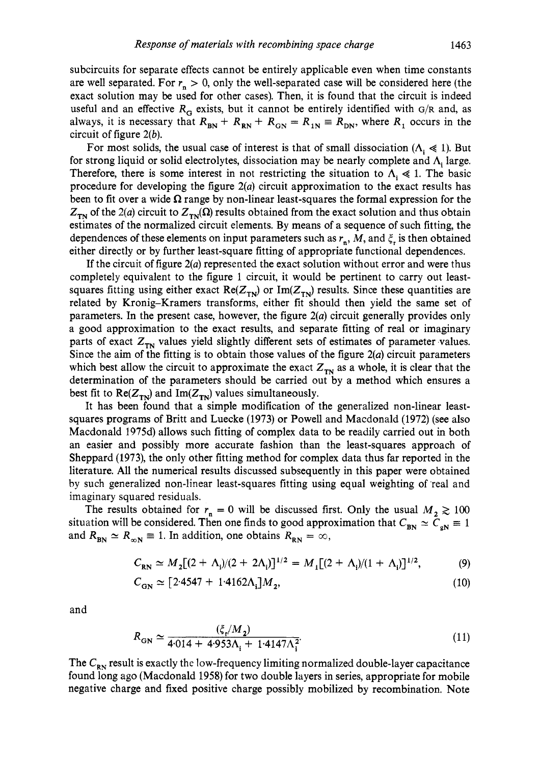subcircuits for separate effects cannot be entirely applicable even when time constants are well separated. For $r_n > 0$, only the well-separated case will be considered here (the exact solution may be used for other cases). Then, it is found that the circuit is indeed useful and an effective $R_G$ exists, but it cannot be entirely identified with G/R and, as always, it is necessary that $R_{BN} + R_{RN} + R_{GN} = R_{1N} \equiv R_{DN}$, where $R_1$ occurs in the circuit of figure 2(*b*).

For most solids, the usual case of interest is that of small dissociation ($\Lambda_i \ll 1$). But for strong liquid or solid electrolytes, dissociation may be nearly complete and $\Lambda_i$ large. Therefore, there is some interest in not restricting the situation to $\Lambda_i \ll 1$. The basic procedure for developing the figure 2(*a*) circuit approximation to the exact results has been to fit over a wide $\Omega$ range by non-linear least-squares the formal expression for the $Z_{TN}$ of the 2(*a*) circuit to $Z_{TN}(\Omega)$ results obtained from the exact solution and thus obtain estimates of the normalized circuit elements. By means of a sequence of such fitting, the dependences of these elements on input parameters such as $r_n$, $M$, and $\xi_r$ is then obtained either directly or by further least-square fitting of appropriate functional dependences.

If the circuit of figure 2(*a*) represented the exact solution without error and were thus completely equivalent to the figure 1 circuit, it would be pertinent to carry out least-squares fitting using either exact $\mathrm{Re}(Z_{TN})$ or $\mathrm{Im}(Z_{TN})$ results. Since these quantities are related by Kronig–Kramers transforms, either fit should then yield the same set of parameters. In the present case, however, the figure 2(*a*) circuit generally provides only a good approximation to the exact results, and separate fitting of real or imaginary parts of exact $Z_{TN}$ values yield slightly different sets of estimates of parameter values. Since the aim of the fitting is to obtain those values of the figure 2(*a*) circuit parameters which best allow the circuit to approximate the exact $Z_{TN}$ as a whole, it is clear that the determination of the parameters should be carried out by a method which ensures a best fit to $\mathrm{Re}(Z_{TN})$ and $\mathrm{Im}(Z_{TN})$ values simultaneously.

It has been found that a simple modification of the generalized non-linear least-squares programs of Britt and Luecke (1973) or Powell and Macdonald (1972) (see also Macdonald 1975d) allows such fitting of complex data to be readily carried out in both an easier and possibly more accurate fashion than the least-squares approach of Sheppard (1973), the only other fitting method for complex data thus far reported in the literature. All the numerical results discussed subsequently in this paper were obtained by such generalized non-linear least-squares fitting using equal weighting of real and imaginary squared residuals.

The results obtained for $r_n = 0$ will be discussed first. Only the usual $M_2 \gtrsim 100$ situation will be considered. Then one finds to good approximation that $C_{BN} \simeq C_{gN} \equiv 1$ and $R_{BN} \simeq R_{\infty N} \equiv 1$. In addition, one obtains $R_{RN} = \infty$,

$$C_{RN} \simeq M_2[(2 + \Lambda_i)/(2 + 2\Lambda_i)]^{1/2} = M_1[(2 + \Lambda_i)/(1 + \Lambda_i)]^{1/2}, \tag{9}$$

$$C_{GN} \simeq [2{\cdot}4547 + 1{\cdot}4162\Lambda_i]M_2, \tag{10}$$

and

$$R_{GN} \simeq \frac{(\xi_r/M_2)}{4{\cdot}014 + 4{\cdot}953\Lambda_i + 1{\cdot}4147\Lambda_i^2}. \tag{11}$$

The $C_{RN}$ result is exactly the low-frequency limiting normalized double-layer capacitance found long ago (Macdonald 1958) for two double layers in series, appropriate for mobile negative charge and fixed positive charge possibly mobilized by recombination. Note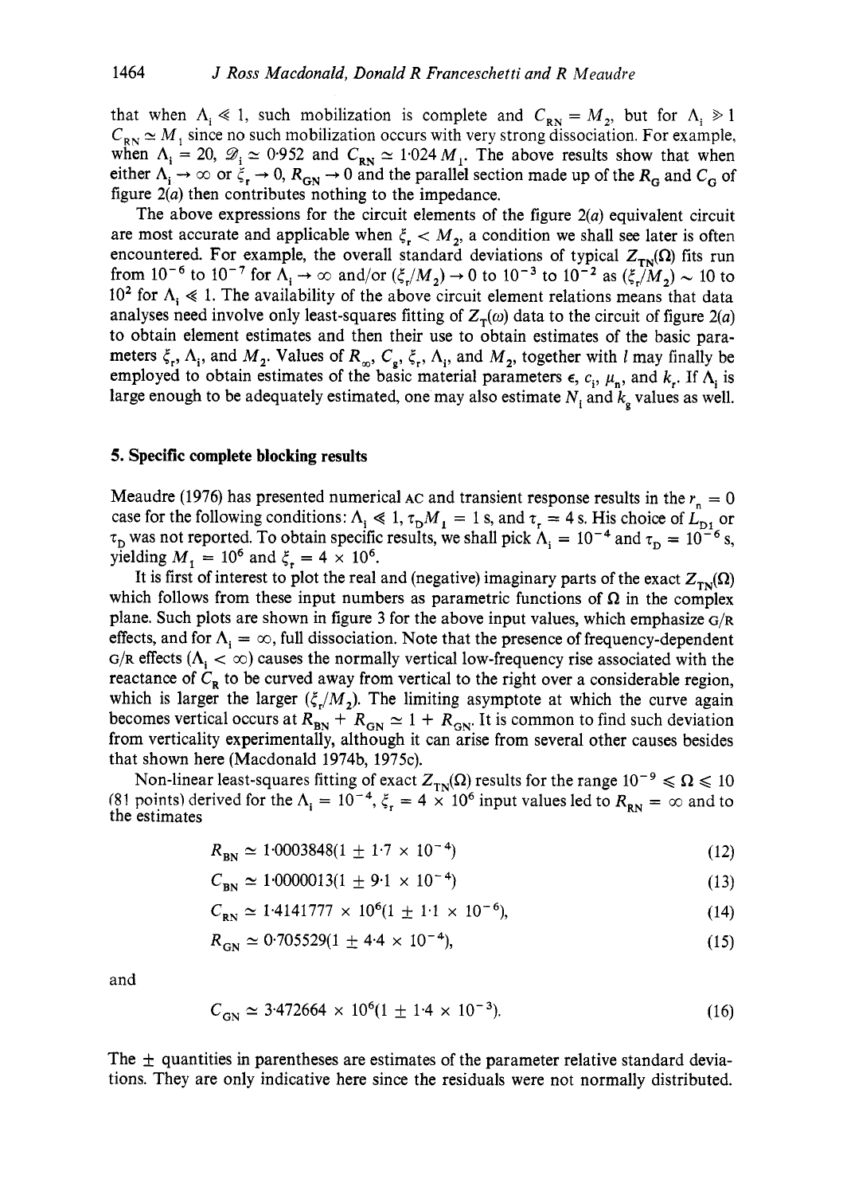that when $\Lambda_i \ll 1$, such mobilization is complete and $C_{RN} = M_2$, but for $\Lambda_i \gg 1$ $C_{RN} \simeq M_1$ since no such mobilization occurs with very strong dissociation. For example, when $\Lambda_i = 20$, $\mathscr{D}_i \simeq 0.952$ and $C_{RN} \simeq 1.024\, M_1$. The above results show that when either $\Lambda_i \to \infty$ or $\xi_r \to 0$, $R_{GN} \to 0$ and the parallel section made up of the $R_G$ and $C_G$ of figure 2(*a*) then contributes nothing to the impedance.

The above expressions for the circuit elements of the figure 2(*a*) equivalent circuit are most accurate and applicable when $\xi_r < M_2$, a condition we shall see later is often encountered. For example, the overall standard deviations of typical $Z_{TN}(\Omega)$ fits run from $10^{-6}$ to $10^{-7}$ for $\Lambda_i \to \infty$ and/or $(\xi_r/M_2) \to 0$ to $10^{-3}$ to $10^{-2}$ as $(\xi_r/M_2) \sim 10$ to $10^2$ for $\Lambda_i \ll 1$. The availability of the above circuit element relations means that data analyses need involve only least-squares fitting of $Z_T(\omega)$ data to the circuit of figure 2(*a*) to obtain element estimates and then their use to obtain estimates of the basic parameters $\xi_r$, $\Lambda_i$, and $M_2$. Values of $R_\infty$, $C_g$, $\xi_r$, $\Lambda_i$, and $M_2$, together with $l$ may finally be employed to obtain estimates of the basic material parameters $\epsilon$, $c_i$, $\mu_n$, and $k_r$. If $\Lambda_i$ is large enough to be adequately estimated, one may also estimate $N_i$ and $k_g$ values as well.

## 5. Specific complete blocking results

Meaudre (1976) has presented numerical AC and transient response results in the $r_n = 0$ case for the following conditions: $\Lambda_i \ll 1$, $\tau_D M_1 = 1$ s, and $\tau_r = 4$ s. His choice of $L_{D1}$ or $\tau_D$ was not reported. To obtain specific results, we shall pick $\Lambda_i = 10^{-4}$ and $\tau_D = 10^{-6}$ s, yielding $M_1 = 10^6$ and $\xi_r = 4 \times 10^6$.

It is first of interest to plot the real and (negative) imaginary parts of the exact $Z_{TN}(\Omega)$ which follows from these input numbers as parametric functions of $\Omega$ in the complex plane. Such plots are shown in figure 3 for the above input values, which emphasize G/R effects, and for $\Lambda_i = \infty$, full dissociation. Note that the presence of frequency-dependent G/R effects ($\Lambda_i < \infty$) causes the normally vertical low-frequency rise associated with the reactance of $C_R$ to be curved away from vertical to the right over a considerable region, which is larger the larger $(\xi_r/M_2)$. The limiting asymptote at which the curve again becomes vertical occurs at $R_{BN} + R_{GN} \simeq 1 + R_{GN}$. It is common to find such deviation from verticality experimentally, although it can arise from several other causes besides that shown here (Macdonald 1974b, 1975c).

Non-linear least-squares fitting of exact $Z_{TN}(\Omega)$ results for the range $10^{-9} \leqslant \Omega \leqslant 10$ (81 points) derived for the $\Lambda_i = 10^{-4}$, $\xi_r = 4 \times 10^6$ input values led to $R_{RN} = \infty$ and to the estimates

$$R_{BN} \simeq 1.0003848(1 \pm 1.7 \times 10^{-4}) \tag{12}$$

$$C_{BN} \simeq 1.0000013(1 \pm 9.1 \times 10^{-4}) \tag{13}$$

$$C_{RN} \simeq 1.4141777 \times 10^6(1 \pm 1.1 \times 10^{-6}), \tag{14}$$

$$R_{GN} \simeq 0.705529(1 \pm 4.4 \times 10^{-4}), \tag{15}$$

and

$$C_{GN} \simeq 3.472664 \times 10^6(1 \pm 1.4 \times 10^{-3}). \tag{16}$$

The $\pm$ quantities in parentheses are estimates of the parameter relative standard deviations. They are only indicative here since the residuals were not normally distributed.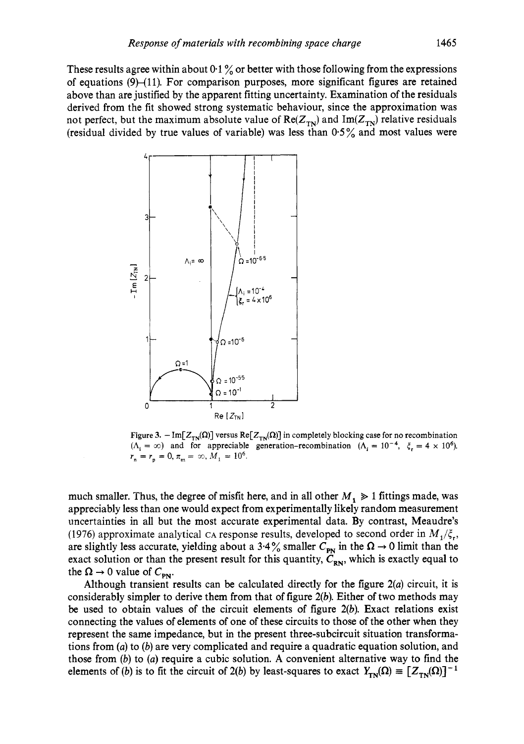These results agree within about 0·1 % or better with those following from the expressions of equations (9)–(11). For comparison purposes, more significant figures are retained above than are justified by the apparent fitting uncertainty. Examination of the residuals derived from the fit showed strong systematic behaviour, since the approximation was not perfect, but the maximum absolute value of $\mathrm{Re}(Z_{TN})$ and $\mathrm{Im}(Z_{TN})$ relative residuals (residual divided by true values of variable) was less than 0·5 % and most values were much smaller. Thus, the degree of misfit here, and in all other $M_1 \gg 1$ fittings made, was appreciably less than one would expect from experimentally likely random measurement uncertainties in all but the most accurate experimental data. By contrast, Meaudre's (1976) approximate analytical CA response results, developed to second order in $M_1/\xi_r$, are slightly less accurate, yielding about a 3·4 % smaller $C_{PN}$ in the $\Omega \rightarrow 0$ limit than the exact solution or than the present result for this quantity, $C_{RN}$, which is exactly equal to the $\Omega \rightarrow 0$ value of $C_{PN}$.

Figure 3. $-\mathrm{Im}[Z_{TN}(\Omega)]$ versus $\mathrm{Re}[Z_{TN}(\Omega)]$ in completely blocking case for no recombination ($\Lambda_i = \infty$) and for appreciable generation–recombination ($\Lambda_i = 10^{-4}$, $\xi_r = 4 \times 10^6$). $r_n = r_p = 0$, $\pi_m = \infty$, $M_1 = 10^6$.

Although transient results can be calculated directly for the figure 2(*a*) circuit, it is considerably simpler to derive them from that of figure 2(*b*). Either of two methods may be used to obtain values of the circuit elements of figure 2(*b*). Exact relations exist connecting the values of elements of one of these circuits to those of the other when they represent the same impedance, but in the present three-subcircuit situation transformations from (*a*) to (*b*) are very complicated and require a quadratic equation solution, and those from (*b*) to (*a*) require a cubic solution. A convenient alternative way to find the elements of (*b*) is to fit the circuit of 2(*b*) by least-squares to exact $Y_{TN}(\Omega) \equiv [Z_{TN}(\Omega)]^{-1}$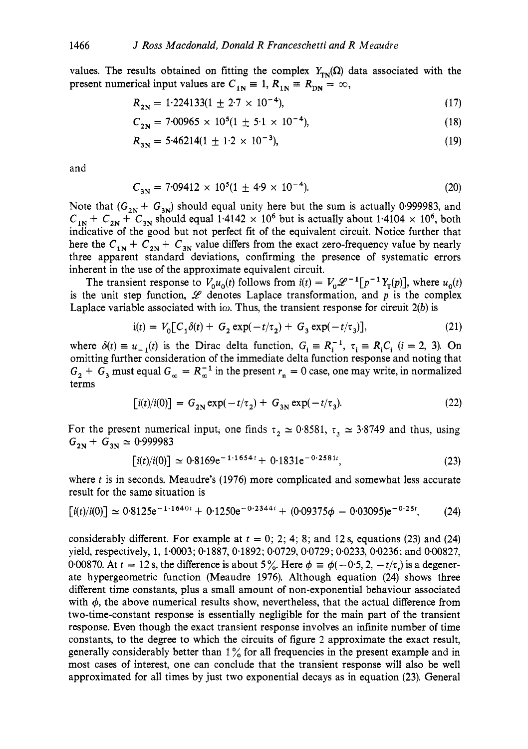values. The results obtained on fitting the complex $Y_{TN}(\Omega)$ data associated with the present numerical input values are $C_{1N} \equiv 1$, $R_{1N} \equiv R_{DN} = \infty$,

$$R_{2N} = 1{\cdot}224133(1 \pm 2{\cdot}7 \times 10^{-4}), \tag{17}$$

$$C_{2N} = 7{\cdot}00965 \times 10^5(1 \pm 5{\cdot}1 \times 10^{-4}), \tag{18}$$

$$R_{3N} = 5{\cdot}46214(1 \pm 1{\cdot}2 \times 10^{-3}), \tag{19}$$

and

$$C_{3N} = 7{\cdot}09412 \times 10^5(1 \pm 4{\cdot}9 \times 10^{-4}). \tag{20}$$

Note that $(G_{2N} + G_{3N})$ should equal unity here but the sum is actually 0·999983, and $C_{1N} + C_{2N} + C_{3N}$ should equal $1{\cdot}4142 \times 10^6$ but is actually about $1{\cdot}4104 \times 10^6$, both indicative of the good but not perfect fit of the equivalent circuit. Notice further that here the $C_{1N} + C_{2N} + C_{3N}$ value differs from the exact zero-frequency value by nearly three apparent standard deviations, confirming the presence of systematic errors inherent in the use of the approximate equivalent circuit.

The transient response to $V_0 u_0(t)$ follows from $i(t) = V_0 \mathscr{L}^{-1}[p^{-1} Y_T(p)]$, where $u_0(t)$ is the unit step function, $\mathscr{L}$ denotes Laplace transformation, and $p$ is the complex Laplace variable associated with $i\omega$. Thus, the transient response for circuit 2(*b*) is

$$i(t) = V_0[C_1 \delta(t) + G_2 \exp(-t/\tau_2) + G_3 \exp(-t/\tau_3)], \tag{21}$$

where $\delta(t) \equiv u_{-1}(t)$ is the Dirac delta function, $G_i \equiv R_i^{-1}$, $\tau_i \equiv R_i C_i$ ($i = 2, 3$). On omitting further consideration of the immediate delta function response and noting that $G_2 + G_3$ must equal $G_\infty = R_\infty^{-1}$ in the present $r_n = 0$ case, one may write, in normalized terms

$$[i(t)/i(0)] = G_{2N} \exp(-t/\tau_2) + G_{3N} \exp(-t/\tau_3). \tag{22}$$

For the present numerical input, one finds $\tau_2 \simeq 0{\cdot}8581$, $\tau_3 \simeq 3{\cdot}8749$ and thus, using $G_{2N} + G_{3N} \simeq 0{\cdot}999983$

$$[i(t)/i(0)] \simeq 0{\cdot}8169 e^{-1{\cdot}1654 t} + 0{\cdot}1831 e^{-0{\cdot}2581 t}, \tag{23}$$

where $t$ is in seconds. Meaudre's (1976) more complicated and somewhat less accurate result for the same situation is

$$[i(t)/i(0)] \simeq 0{\cdot}8125 e^{-1{\cdot}1640 t} + 0{\cdot}1250 e^{-0{\cdot}2344 t} + (0{\cdot}09375\phi - 0{\cdot}03095) e^{-0{\cdot}25 t}, \tag{24}$$

considerably different. For example at $t = 0$; 2; 4; 8; and 12 s, equations (23) and (24) yield, respectively, 1, 1·0003; 0·1887, 0·1892; 0·0729, 0·0729; 0·0233, 0·0236; and 0·00827, 0·00870. At $t = 12$ s, the difference is about 5%. Here $\phi \equiv \phi(-0{\cdot}5, 2, -t/\tau_r)$ is a degenerate hypergeometric function (Meaudre 1976). Although equation (24) shows three different time constants, plus a small amount of non-exponential behaviour associated with $\phi$, the above numerical results show, nevertheless, that the actual difference from two-time-constant response is essentially negligible for the main part of the transient response. Even though the exact transient response involves an infinite number of time constants, to the degree to which the circuits of figure 2 approximate the exact result, generally considerably better than 1% for all frequencies in the present example and in most cases of interest, one can conclude that the transient response will also be well approximated for all times by just two exponential decays as in equation (23). General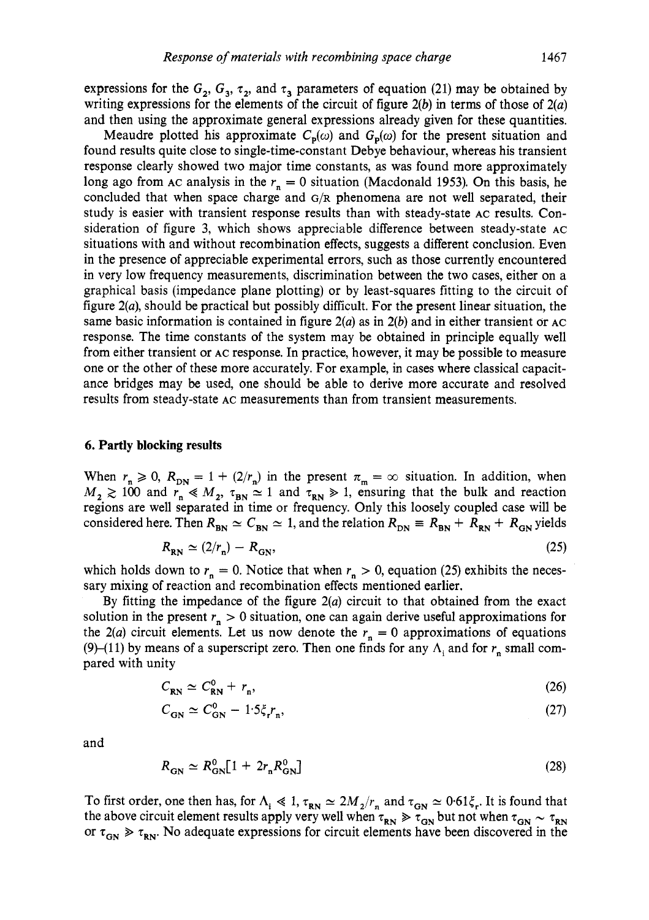expressions for the $G_2$, $G_3$, $\tau_2$, and $\tau_3$ parameters of equation (21) may be obtained by writing expressions for the elements of the circuit of figure 2(*b*) in terms of those of 2(*a*) and then using the approximate general expressions already given for these quantities.

Meaudre plotted his approximate $C_p(\omega)$ and $G_p(\omega)$ for the present situation and found results quite close to single-time-constant Debye behaviour, whereas his transient response clearly showed two major time constants, as was found more approximately long ago from AC analysis in the $r_n = 0$ situation (Macdonald 1953). On this basis, he concluded that when space charge and G/R phenomena are not well separated, their study is easier with transient response results than with steady-state AC results. Consideration of figure 3, which shows appreciable difference between steady-state AC situations with and without recombination effects, suggests a different conclusion. Even in the presence of appreciable experimental errors, such as those currently encountered in very low frequency measurements, discrimination between the two cases, either on a graphical basis (impedance plane plotting) or by least-squares fitting to the circuit of figure 2(*a*), should be practical but possibly difficult. For the present linear situation, the same basic information is contained in figure 2(*a*) as in 2(*b*) and in either transient or AC response. The time constants of the system may be obtained in principle equally well from either transient or AC response. In practice, however, it may be possible to measure one or the other of these more accurately. For example, in cases where classical capacitance bridges may be used, one should be able to derive more accurate and resolved results from steady-state AC measurements than from transient measurements.

## 6. Partly blocking results

When $r_n \geqslant 0$, $R_{DN} = 1 + (2/r_n)$ in the present $\pi_m = \infty$ situation. In addition, when $M_2 \gtrsim 100$ and $r_n \ll M_2$, $\tau_{BN} \simeq 1$ and $\tau_{RN} \gg 1$, ensuring that the bulk and reaction regions are well separated in time or frequency. Only this loosely coupled case will be considered here. Then $R_{BN} \simeq C_{BN} \simeq 1$, and the relation $R_{DN} \equiv R_{BN} + R_{RN} + R_{GN}$ yields

$$R_{RN} \simeq (2/r_n) - R_{GN}, \tag{25}$$

which holds down to $r_n = 0$. Notice that when $r_n > 0$, equation (25) exhibits the necessary mixing of reaction and recombination effects mentioned earlier.

By fitting the impedance of the figure 2(*a*) circuit to that obtained from the exact solution in the present $r_n > 0$ situation, one can again derive useful approximations for the 2(*a*) circuit elements. Let us now denote the $r_n = 0$ approximations of equations (9)–(11) by means of a superscript zero. Then one finds for any $\Lambda_i$ and for $r_n$ small compared with unity

$$C_{RN} \simeq C_{RN}^0 + r_n, \tag{26}$$

$$C_{GN} \simeq C_{GN}^0 - 1{\cdot}5\xi_r r_n, \tag{27}$$

and

$$R_{GN} \simeq R_{GN}^0[1 + 2r_n R_{GN}^0] \tag{28}$$

To first order, one then has, for $\Lambda_i \ll 1$, $\tau_{RN} \simeq 2M_2/r_n$ and $\tau_{GN} \simeq 0{\cdot}61\xi_r$. It is found that the above circuit element results apply very well when $\tau_{RN} \gg \tau_{GN}$ but not when $\tau_{GN} \sim \tau_{RN}$ or $\tau_{GN} \gg \tau_{RN}$. No adequate expressions for circuit elements have been discovered in the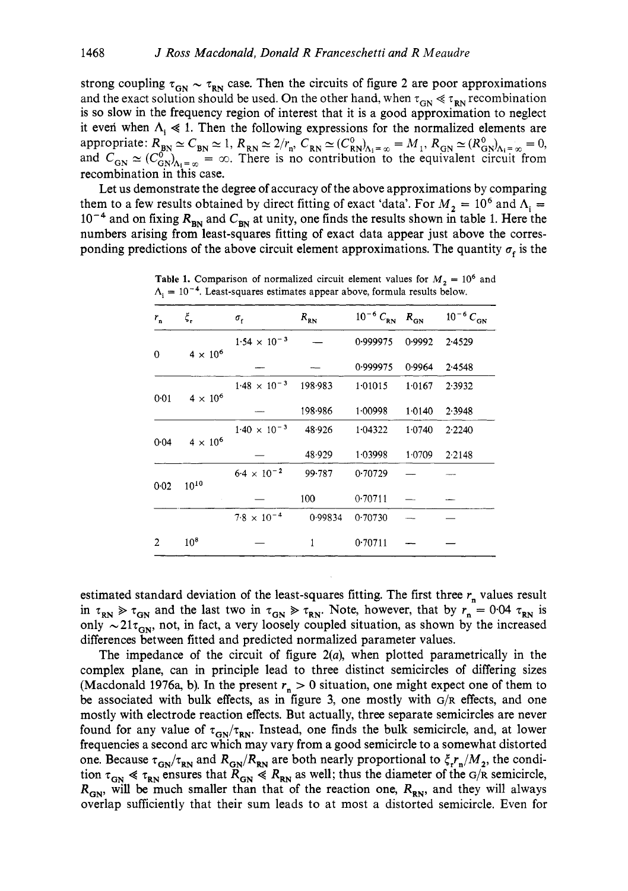strong coupling $\tau_{GN} \sim \tau_{RN}$ case. Then the circuits of figure 2 are poor approximations and the exact solution should be used. On the other hand, when $\tau_{GN} \ll \tau_{RN}$ recombination is so slow in the frequency region of interest that it is a good approximation to neglect it even when $\Lambda_i \ll 1$. Then the following expressions for the normalized elements are appropriate: $R_{BN} \simeq C_{BN} \simeq 1$, $R_{RN} \simeq 2/r_n$, $C_{RN} \simeq (C_{RN}^0)_{\Lambda_i=\infty} = M_1$, $R_{GN} \simeq (R_{GN}^0)_{\Lambda_i=\infty} = 0$, and $C_{GN} \simeq (C_{GN}^0)_{\Lambda_i=\infty} = \infty$. There is no contribution to the equivalent circuit from recombination in this case.

Let us demonstrate the degree of accuracy of the above approximations by comparing them to a few results obtained by direct fitting of exact 'data'. For $M_2 = 10^6$ and $\Lambda_i = 10^{-4}$ and on fixing $R_{BN}$ and $C_{BN}$ at unity, one finds the results shown in table 1. Here the numbers arising from least-squares fitting of exact data appear just above the corresponding predictions of the above circuit element approximations. The quantity $\sigma_f$ is the

**Table 1.** Comparison of normalized circuit element values for $M_2 = 10^6$ and $\Lambda_i = 10^{-4}$. Least-squares estimates appear above, formula results below.

| $r_n$ | $\xi_r$ | $\sigma_f$ | $R_{RN}$ | $10^{-6}\,C_{RN}$ | $R_{GN}$ | $10^{-6}\,C_{GN}$ |
|---|---|---|---|---|---|---|
| 0 | $4 \times 10^6$ | $1{\cdot}54 \times 10^{-3}$ | — | 0·999975 | 0·9992 | 2·4529 |
| | | — | — | 0·999975 | 0·9964 | 2·4548 |
| 0·01 | $4 \times 10^6$ | $1{\cdot}48 \times 10^{-3}$ | 198·983 | 1·01015 | 1·0167 | 2·3932 |
| | | — | 198·986 | 1·00998 | 1·0140 | 2·3948 |
| 0·04 | $4 \times 10^6$ | $1{\cdot}40 \times 10^{-3}$ | 48·926 | 1·04322 | 1·0740 | 2·2240 |
| | | — | 48·929 | 1·03998 | 1·0709 | 2·2148 |
| 0·02 | $10^{10}$ | $6{\cdot}4 \times 10^{-2}$ | 99·787 | 0·70729 | — | — |
| | | — | 100 | 0·70711 | — | — |
| 2 | $10^8$ | $7{\cdot}8 \times 10^{-4}$ | 0·99834 | 0·70730 | — | — |
| | | — | 1 | 0·70711 | — | — |

estimated standard deviation of the least-squares fitting. The first three $r_n$ values result in $\tau_{RN} \gg \tau_{GN}$ and the last two in $\tau_{GN} \gg \tau_{RN}$. Note, however, that by $r_n = 0{\cdot}04$ $\tau_{RN}$ is only $\sim 21\tau_{GN}$, not, in fact, a very loosely coupled situation, as shown by the increased differences between fitted and predicted normalized parameter values.

The impedance of the circuit of figure 2(*a*), when plotted parametrically in the complex plane, can in principle lead to three distinct semicircles of differing sizes (Macdonald 1976a, b). In the present $r_n > 0$ situation, one might expect one of them to be associated with bulk effects, as in figure 3, one mostly with G/R effects, and one mostly with electrode reaction effects. But actually, three separate semicircles are never found for any value of $\tau_{GN}/\tau_{RN}$. Instead, one finds the bulk semicircle, and, at lower frequencies a second arc which may vary from a good semicircle to a somewhat distorted one. Because $\tau_{GN}/\tau_{RN}$ and $R_{GN}/R_{RN}$ are both nearly proportional to $\xi_r r_n/M_2$, the condition $\tau_{GN} \ll \tau_{RN}$ ensures that $R_{GN} \ll R_{RN}$ as well; thus the diameter of the G/R semicircle, $R_{GN}$, will be much smaller than that of the reaction one, $R_{RN}$, and they will always overlap sufficiently that their sum leads to at most a distorted semicircle. Even for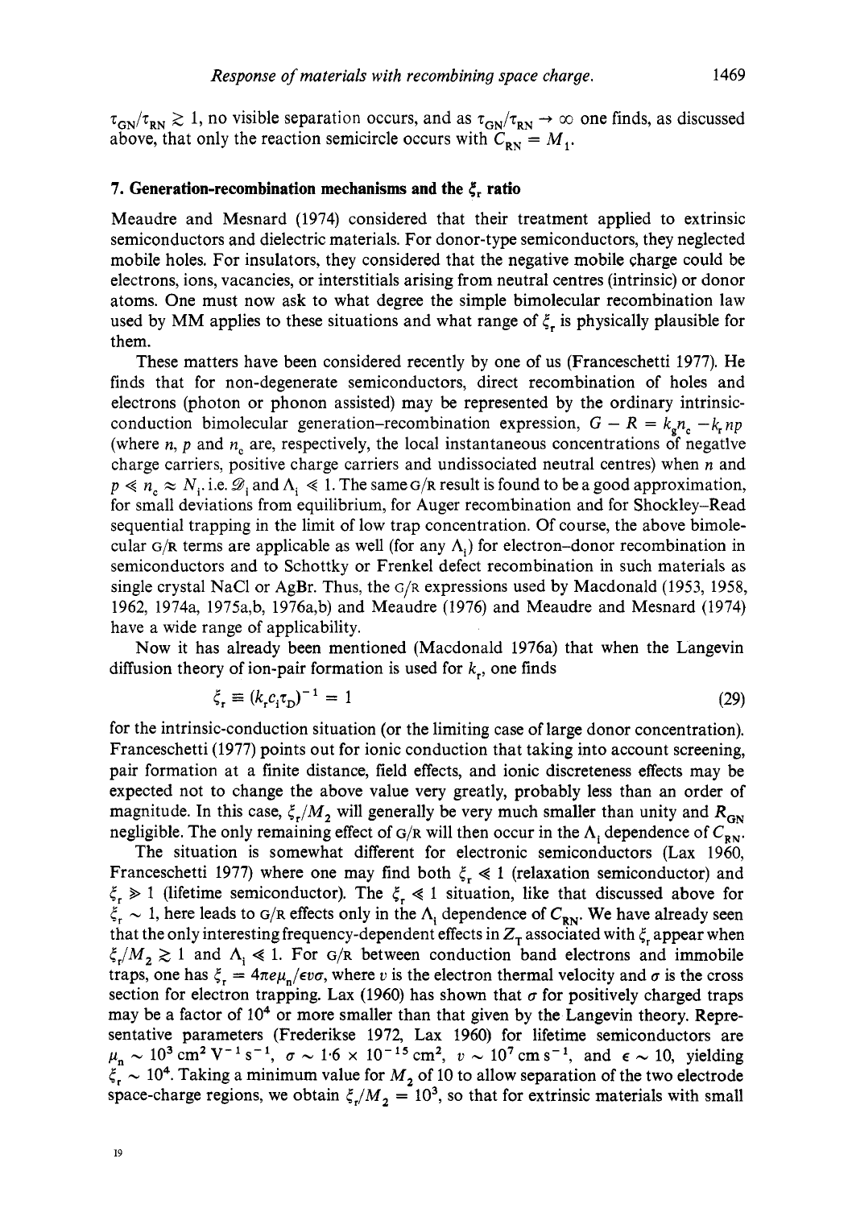$\tau_{GN}/\tau_{RN} \gtrsim 1$, no visible separation occurs, and as $\tau_{GN}/\tau_{RN} \to \infty$ one finds, as discussed above, that only the reaction semicircle occurs with $C_{RN} = M_1$.

## 7. Generation-recombination mechanisms and the $\xi_r$ ratio

Meaudre and Mesnard (1974) considered that their treatment applied to extrinsic semiconductors and dielectric materials. For donor-type semiconductors, they neglected mobile holes. For insulators, they considered that the negative mobile charge could be electrons, ions, vacancies, or interstitials arising from neutral centres (intrinsic) or donor atoms. One must now ask to what degree the simple bimolecular recombination law used by MM applies to these situations and what range of $\xi_r$ is physically plausible for them.

These matters have been considered recently by one of us (Franceschetti 1977). He finds that for non-degenerate semiconductors, direct recombination of holes and electrons (photon or phonon assisted) may be represented by the ordinary intrinsic-conduction bimolecular generation–recombination expression, $G - R = k_g n_c - k_r np$ (where $n$, $p$ and $n_c$ are, respectively, the local instantaneous concentrations of negative charge carriers, positive charge carriers and undissociated neutral centres) when $n$ and $p \ll n_c \approx N_i$, i.e. $\mathscr{D}_i$ and $\Lambda_i \ll 1$. The same G/R result is found to be a good approximation, for small deviations from equilibrium, for Auger recombination and for Shockley–Read sequential trapping in the limit of low trap concentration. Of course, the above bimolecular G/R terms are applicable as well (for any $\Lambda_i$) for electron–donor recombination in semiconductors and to Schottky or Frenkel defect recombination in such materials as single crystal NaCl or AgBr. Thus, the G/R expressions used by Macdonald (1953, 1958, 1962, 1974a, 1975a,b, 1976a,b) and Meaudre (1976) and Meaudre and Mesnard (1974) have a wide range of applicability.

Now it has already been mentioned (Macdonald 1976a) that when the Langevin diffusion theory of ion-pair formation is used for $k_r$, one finds

$$\xi_r \equiv (k_r c_i \tau_D)^{-1} = 1 \tag{29}$$

for the intrinsic-conduction situation (or the limiting case of large donor concentration). Franceschetti (1977) points out for ionic conduction that taking into account screening, pair formation at a finite distance, field effects, and ionic discreteness effects may be expected not to change the above value very greatly, probably less than an order of magnitude. In this case, $\xi_r/M_2$ will generally be very much smaller than unity and $R_{GN}$ negligible. The only remaining effect of G/R will then occur in the $\Lambda_i$ dependence of $C_{RN}$.

The situation is somewhat different for electronic semiconductors (Lax 1960, Franceschetti 1977) where one may find both $\xi_r \ll 1$ (relaxation semiconductor) and $\xi_r \gg 1$ (lifetime semiconductor). The $\xi_r \ll 1$ situation, like that discussed above for $\xi_r \sim 1$, here leads to G/R effects only in the $\Lambda_i$ dependence of $C_{RN}$. We have already seen that the only interesting frequency-dependent effects in $Z_T$ associated with $\xi_r$ appear when $\xi_r/M_2 \gtrsim 1$ and $\Lambda_i \ll 1$. For G/R between conduction band electrons and immobile traps, one has $\xi_r = 4\pi e\mu_n/\epsilon v\sigma$, where $v$ is the electron thermal velocity and $\sigma$ is the cross section for electron trapping. Lax (1960) has shown that $\sigma$ for positively charged traps may be a factor of $10^4$ or more smaller than that given by the Langevin theory. Representative parameters (Frederikse 1972, Lax 1960) for lifetime semiconductors are $\mu_n \sim 10^3\ \text{cm}^2\ \text{V}^{-1}\ \text{s}^{-1}$, $\sigma \sim 1{\cdot}6 \times 10^{-15}\ \text{cm}^2$, $v \sim 10^7\ \text{cm s}^{-1}$, and $\epsilon \sim 10$, yielding $\xi_r \sim 10^4$. Taking a minimum value for $M_2$ of 10 to allow separation of the two electrode space-charge regions, we obtain $\xi_r/M_2 = 10^3$, so that for extrinsic materials with small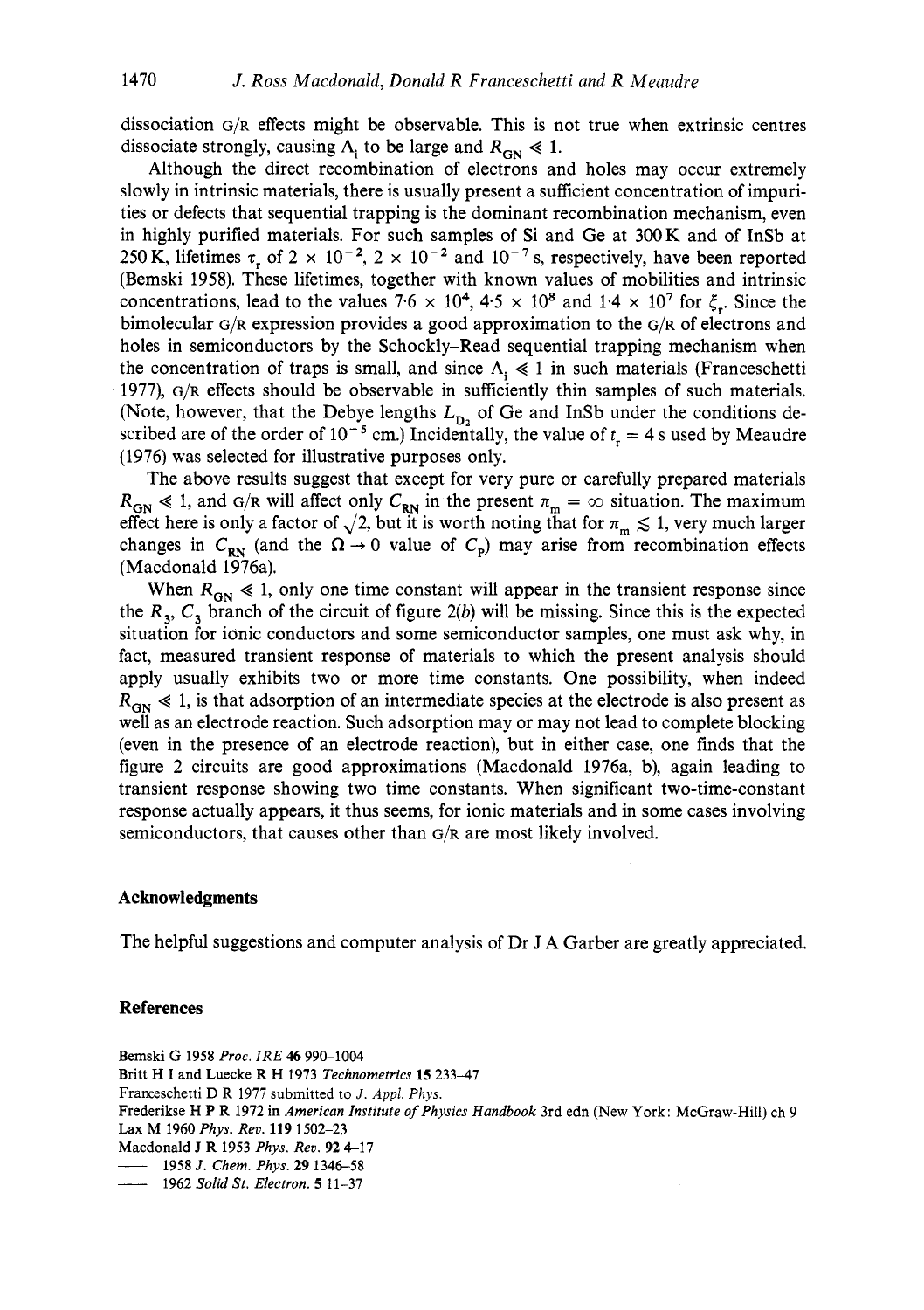dissociation G/R effects might be observable. This is not true when extrinsic centres dissociate strongly, causing $\Lambda_i$ to be large and $R_{GN} \ll 1$.

Although the direct recombination of electrons and holes may occur extremely slowly in intrinsic materials, there is usually present a sufficient concentration of impurities or defects that sequential trapping is the dominant recombination mechanism, even in highly purified materials. For such samples of Si and Ge at 300 K and of InSb at 250 K, lifetimes $\tau_r$ of $2 \times 10^{-2}$, $2 \times 10^{-2}$ and $10^{-7}$ s, respectively, have been reported (Bemski 1958). These lifetimes, together with known values of mobilities and intrinsic concentrations, lead to the values $7{\cdot}6 \times 10^4$, $4{\cdot}5 \times 10^8$ and $1{\cdot}4 \times 10^7$ for $\xi_r$. Since the bimolecular G/R expression provides a good approximation to the G/R of electrons and holes in semiconductors by the Schockly–Read sequential trapping mechanism when the concentration of traps is small, and since $\Lambda_i \ll 1$ in such materials (Franceschetti 1977), G/R effects should be observable in sufficiently thin samples of such materials. (Note, however, that the Debye lengths $L_{D_2}$ of Ge and InSb under the conditions described are of the order of $10^{-5}$ cm.) Incidentally, the value of $t_r = 4$ s used by Meaudre (1976) was selected for illustrative purposes only.

The above results suggest that except for very pure or carefully prepared materials $R_{GN} \ll 1$, and G/R will affect only $C_{RN}$ in the present $\pi_m = \infty$ situation. The maximum effect here is only a factor of $\sqrt{2}$, but it is worth noting that for $\pi_m \lesssim 1$, very much larger changes in $C_{RN}$ (and the $\Omega \to 0$ value of $C_p$) may arise from recombination effects (Macdonald 1976a).

When $R_{GN} \ll 1$, only one time constant will appear in the transient response since the $R_3$, $C_3$ branch of the circuit of figure 2(*b*) will be missing. Since this is the expected situation for ionic conductors and some semiconductor samples, one must ask why, in fact, measured transient response of materials to which the present analysis should apply usually exhibits two or more time constants. One possibility, when indeed $R_{GN} \ll 1$, is that adsorption of an intermediate species at the electrode is also present as well as an electrode reaction. Such adsorption may or may not lead to complete blocking (even in the presence of an electrode reaction), but in either case, one finds that the figure 2 circuits are good approximations (Macdonald 1976a, b), again leading to transient response showing two time constants. When significant two-time-constant response actually appears, it thus seems, for ionic materials and in some cases involving semiconductors, that causes other than G/R are most likely involved.

## Acknowledgments

The helpful suggestions and computer analysis of Dr J A Garber are greatly appreciated.

## References

Bemski G 1958 *Proc. IRE* **46** 990–1004

Britt H I and Luecke R H 1973 *Technometrics* **15** 233–47

Franceschetti D R 1977 submitted to *J. Appl. Phys.*

Frederikse H P R 1972 in *American Institute of Physics Handbook* 3rd edn (New York: McGraw-Hill) ch 9

Lax M 1960 *Phys. Rev.* **119** 1502–23

Macdonald J R 1953 *Phys. Rev.* **92** 4–17

—— 1958 *J. Chem. Phys.* **29** 1346–58

—— 1962 *Solid St. Electron.* **5** 11–37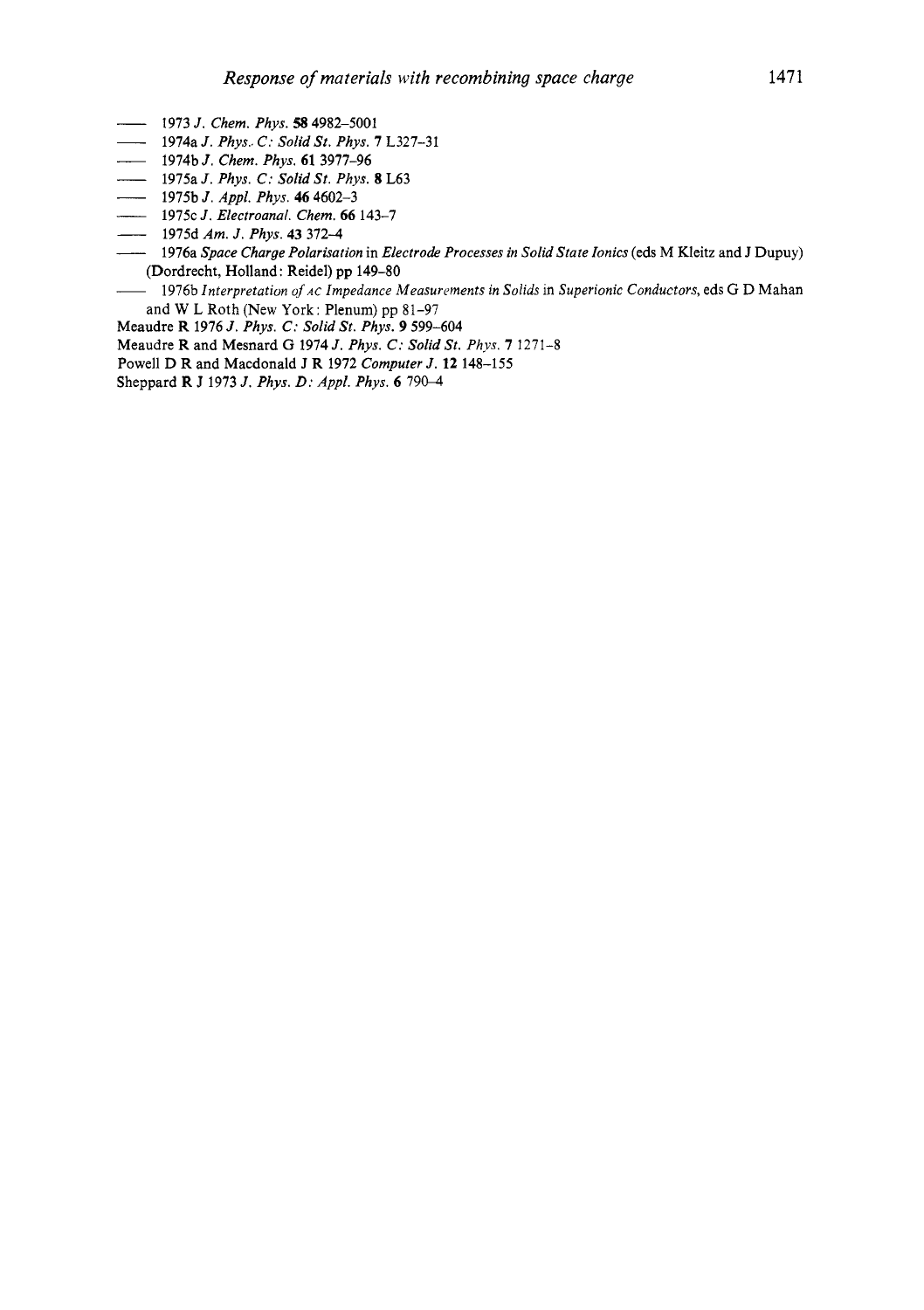—— 1973 *J. Chem. Phys.* **58** 4982–5001

—— 1974a *J. Phys. C: Solid St. Phys.* **7** L327–31

—— 1974b *J. Chem. Phys.* **61** 3977–96

—— 1975a *J. Phys. C: Solid St. Phys.* **8** L63

—— 1975b *J. Appl. Phys.* **46** 4602–3

—— 1975c *J. Electroanal. Chem.* **66** 143–7

—— 1975d *Am. J. Phys.* **43** 372–4

—— 1976a *Space Charge Polarisation* in *Electrode Processes in Solid State Ionics* (eds M Kleitz and J Dupuy) (Dordrecht, Holland: Reidel) pp 149–80

—— 1976b *Interpretation of AC Impedance Measurements in Solids* in *Superionic Conductors*, eds G D Mahan and W L Roth (New York: Plenum) pp 81–97

Meaudre R 1976 *J. Phys. C: Solid St. Phys.* **9** 599–604

Meaudre R and Mesnard G 1974 *J. Phys. C: Solid St. Phys.* **7** 1271–8

Powell D R and Macdonald J R 1972 *Computer J.* **12** 148–155

Sheppard R J 1973 *J. Phys. D: Appl. Phys.* **6** 790–4